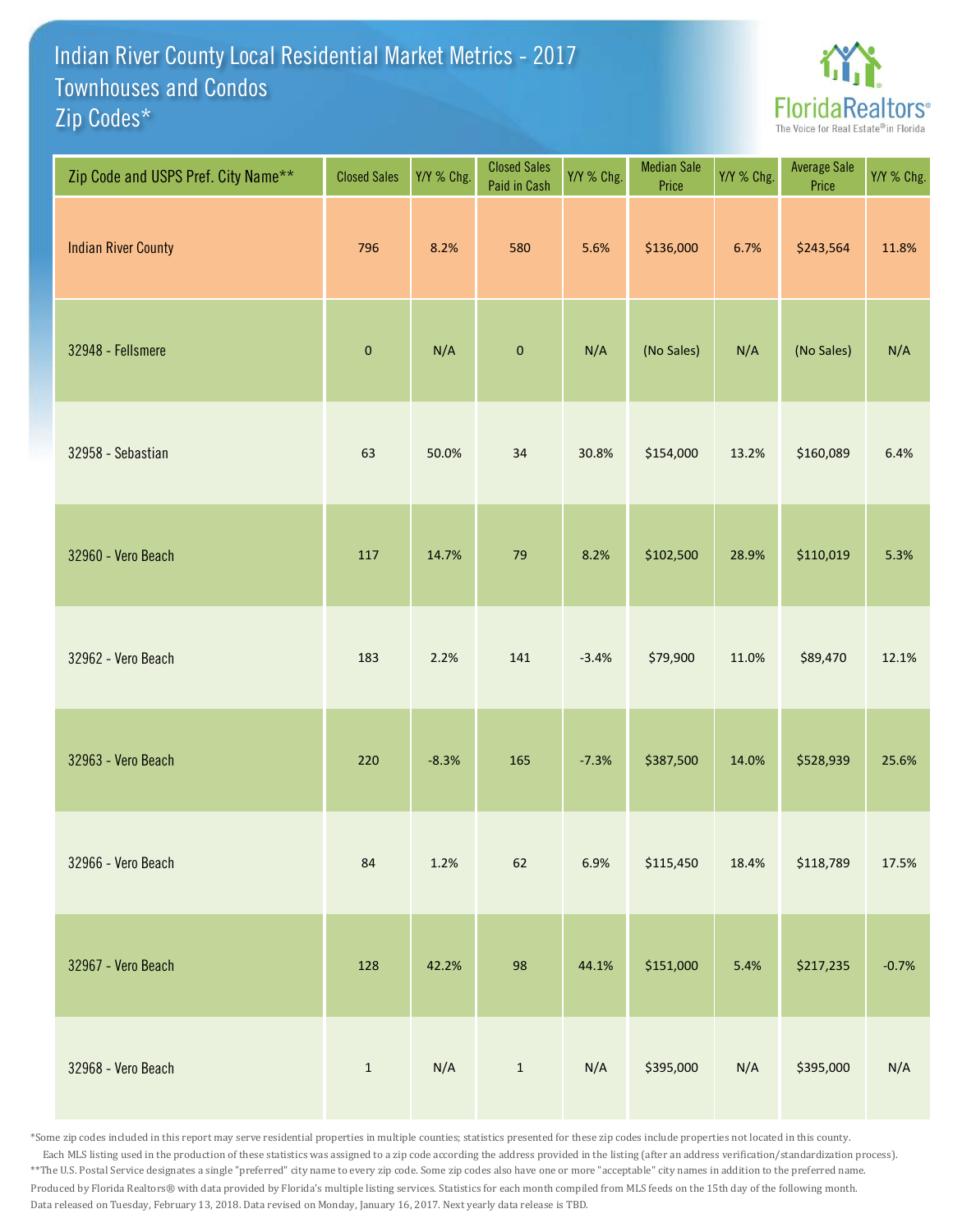# Indian River County Local Residential Market Metrics - 2017
## Townhouses and Condos
## Zip Codes*

FloridaRealtors® The Voice for Real Estate® in Florida

| Zip Code and USPS Pref. City Name** | Closed Sales | Y/Y % Chg. | Closed Sales Paid in Cash | Y/Y % Chg. | Median Sale Price | Y/Y % Chg. | Average Sale Price | Y/Y % Chg. |
|---|---|---|---|---|---|---|---|---|
| Indian River County | 796 | 8.2% | 580 | 5.6% | $136,000 | 6.7% | $243,564 | 11.8% |
| 32948 - Fellsmere | 0 | N/A | 0 | N/A | (No Sales) | N/A | (No Sales) | N/A |
| 32958 - Sebastian | 63 | 50.0% | 34 | 30.8% | $154,000 | 13.2% | $160,089 | 6.4% |
| 32960 - Vero Beach | 117 | 14.7% | 79 | 8.2% | $102,500 | 28.9% | $110,019 | 5.3% |
| 32962 - Vero Beach | 183 | 2.2% | 141 | -3.4% | $79,900 | 11.0% | $89,470 | 12.1% |
| 32963 - Vero Beach | 220 | -8.3% | 165 | -7.3% | $387,500 | 14.0% | $528,939 | 25.6% |
| 32966 - Vero Beach | 84 | 1.2% | 62 | 6.9% | $115,450 | 18.4% | $118,789 | 17.5% |
| 32967 - Vero Beach | 128 | 42.2% | 98 | 44.1% | $151,000 | 5.4% | $217,235 | -0.7% |
| 32968 - Vero Beach | 1 | N/A | 1 | N/A | $395,000 | N/A | $395,000 | N/A |

*Some zip codes included in this report may serve residential properties in multiple counties; statistics presented for these zip codes include properties not located in this county. Each MLS listing used in the production of these statistics was assigned to a zip code according the address provided in the listing (after an address verification/standardization process).

**The U.S. Postal Service designates a single "preferred" city name to every zip code. Some zip codes also have one or more "acceptable" city names in addition to the preferred name.

Produced by Florida Realtors® with data provided by Florida's multiple listing services. Statistics for each month compiled from MLS feeds on the 15th day of the following month.

Data released on Tuesday, February 13, 2018. Data revised on Monday, January 16, 2017. Next yearly data release is TBD.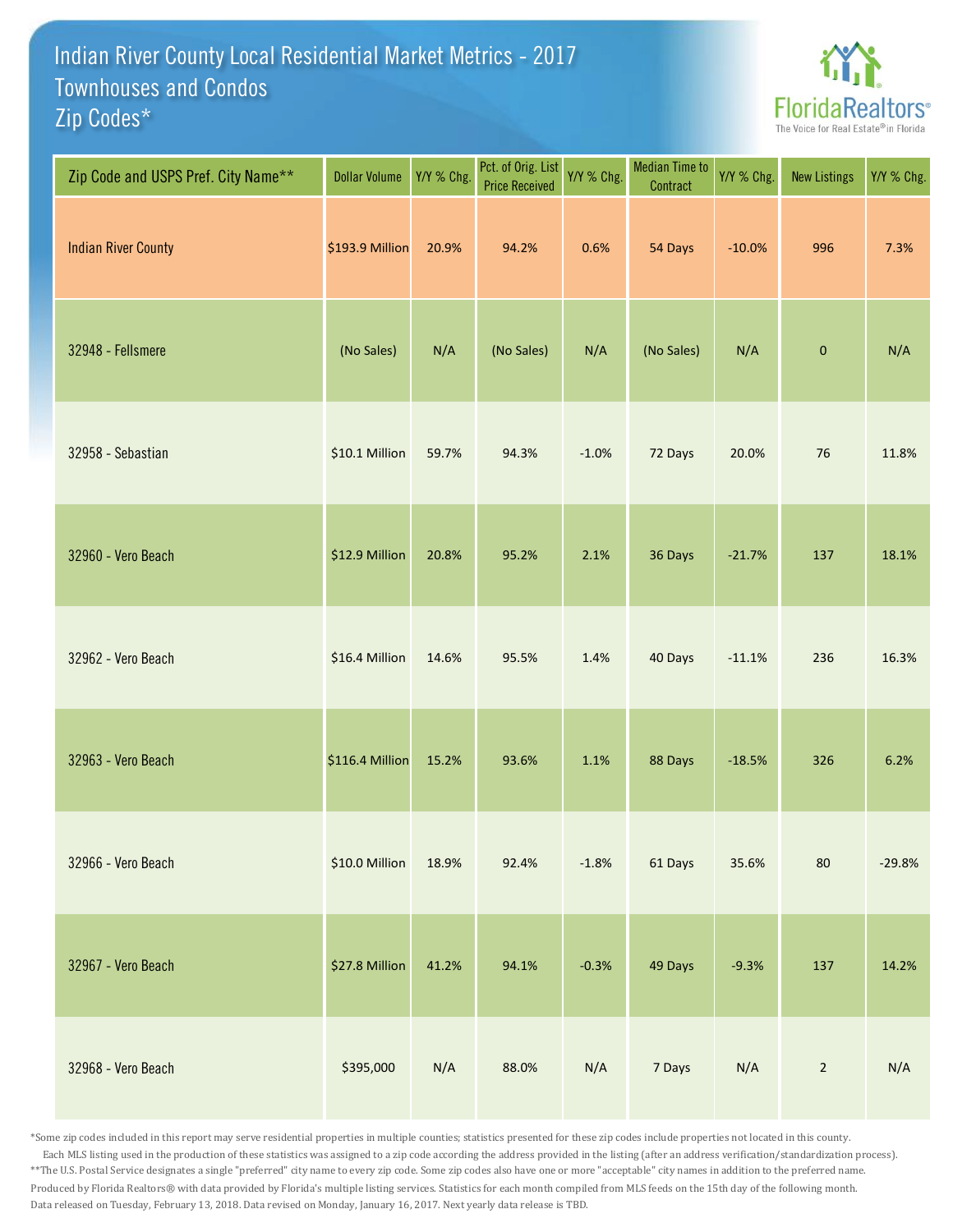# Indian River County Local Residential Market Metrics - 2017
## Townhouses and Condos
## Zip Codes*

FloridaRealtors® The Voice for Real Estate® in Florida

| Zip Code and USPS Pref. City Name** | Dollar Volume | Y/Y % Chg. | Pct. of Orig. List Price Received | Y/Y % Chg. | Median Time to Contract | Y/Y % Chg. | New Listings | Y/Y % Chg. |
|---|---|---|---|---|---|---|---|---|
| Indian River County | $193.9 Million | 20.9% | 94.2% | 0.6% | 54 Days | -10.0% | 996 | 7.3% |
| 32948 - Fellsmere | (No Sales) | N/A | (No Sales) | N/A | (No Sales) | N/A | 0 | N/A |
| 32958 - Sebastian | $10.1 Million | 59.7% | 94.3% | -1.0% | 72 Days | 20.0% | 76 | 11.8% |
| 32960 - Vero Beach | $12.9 Million | 20.8% | 95.2% | 2.1% | 36 Days | -21.7% | 137 | 18.1% |
| 32962 - Vero Beach | $16.4 Million | 14.6% | 95.5% | 1.4% | 40 Days | -11.1% | 236 | 16.3% |
| 32963 - Vero Beach | $116.4 Million | 15.2% | 93.6% | 1.1% | 88 Days | -18.5% | 326 | 6.2% |
| 32966 - Vero Beach | $10.0 Million | 18.9% | 92.4% | -1.8% | 61 Days | 35.6% | 80 | -29.8% |
| 32967 - Vero Beach | $27.8 Million | 41.2% | 94.1% | -0.3% | 49 Days | -9.3% | 137 | 14.2% |
| 32968 - Vero Beach | $395,000 | N/A | 88.0% | N/A | 7 Days | N/A | 2 | N/A |

*Some zip codes included in this report may serve residential properties in multiple counties; statistics presented for these zip codes include properties not located in this county. Each MLS listing used in the production of these statistics was assigned to a zip code according the address provided in the listing (after an address verification/standardization process).

**The U.S. Postal Service designates a single "preferred" city name to every zip code. Some zip codes also have one or more "acceptable" city names in addition to the preferred name.

Produced by Florida Realtors® with data provided by Florida's multiple listing services. Statistics for each month compiled from MLS feeds on the 15th day of the following month.

Data released on Tuesday, February 13, 2018. Data revised on Monday, January 16, 2017. Next yearly data release is TBD.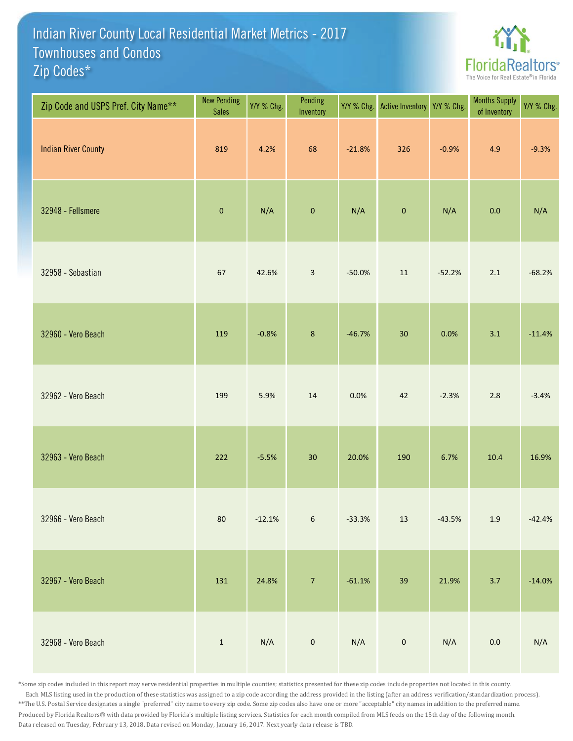# Indian River County Local Residential Market Metrics - 2017
## Townhouses and Condos
## Zip Codes*

FloridaRealtors®
The Voice for Real Estate® in Florida

| Zip Code and USPS Pref. City Name** | New Pending Sales | Y/Y % Chg. | Pending Inventory | Y/Y % Chg. | Active Inventory | Y/Y % Chg. | Months Supply of Inventory | Y/Y % Chg. |
|---|---|---|---|---|---|---|---|---|
| Indian River County | 819 | 4.2% | 68 | -21.8% | 326 | -0.9% | 4.9 | -9.3% |
| 32948 - Fellsmere | 0 | N/A | 0 | N/A | 0 | N/A | 0.0 | N/A |
| 32958 - Sebastian | 67 | 42.6% | 3 | -50.0% | 11 | -52.2% | 2.1 | -68.2% |
| 32960 - Vero Beach | 119 | -0.8% | 8 | -46.7% | 30 | 0.0% | 3.1 | -11.4% |
| 32962 - Vero Beach | 199 | 5.9% | 14 | 0.0% | 42 | -2.3% | 2.8 | -3.4% |
| 32963 - Vero Beach | 222 | -5.5% | 30 | 20.0% | 190 | 6.7% | 10.4 | 16.9% |
| 32966 - Vero Beach | 80 | -12.1% | 6 | -33.3% | 13 | -43.5% | 1.9 | -42.4% |
| 32967 - Vero Beach | 131 | 24.8% | 7 | -61.1% | 39 | 21.9% | 3.7 | -14.0% |
| 32968 - Vero Beach | 1 | N/A | 0 | N/A | 0 | N/A | 0.0 | N/A |

*Some zip codes included in this report may serve residential properties in multiple counties; statistics presented for these zip codes include properties not located in this county. Each MLS listing used in the production of these statistics was assigned to a zip code according the address provided in the listing (after an address verification/standardization process).
**The U.S. Postal Service designates a single "preferred" city name to every zip code. Some zip codes also have one or more "acceptable" city names in addition to the preferred name.
Produced by Florida Realtors® with data provided by Florida's multiple listing services. Statistics for each month compiled from MLS feeds on the 15th day of the following month.
Data released on Tuesday, February 13, 2018. Data revised on Monday, January 16, 2017. Next yearly data release is TBD.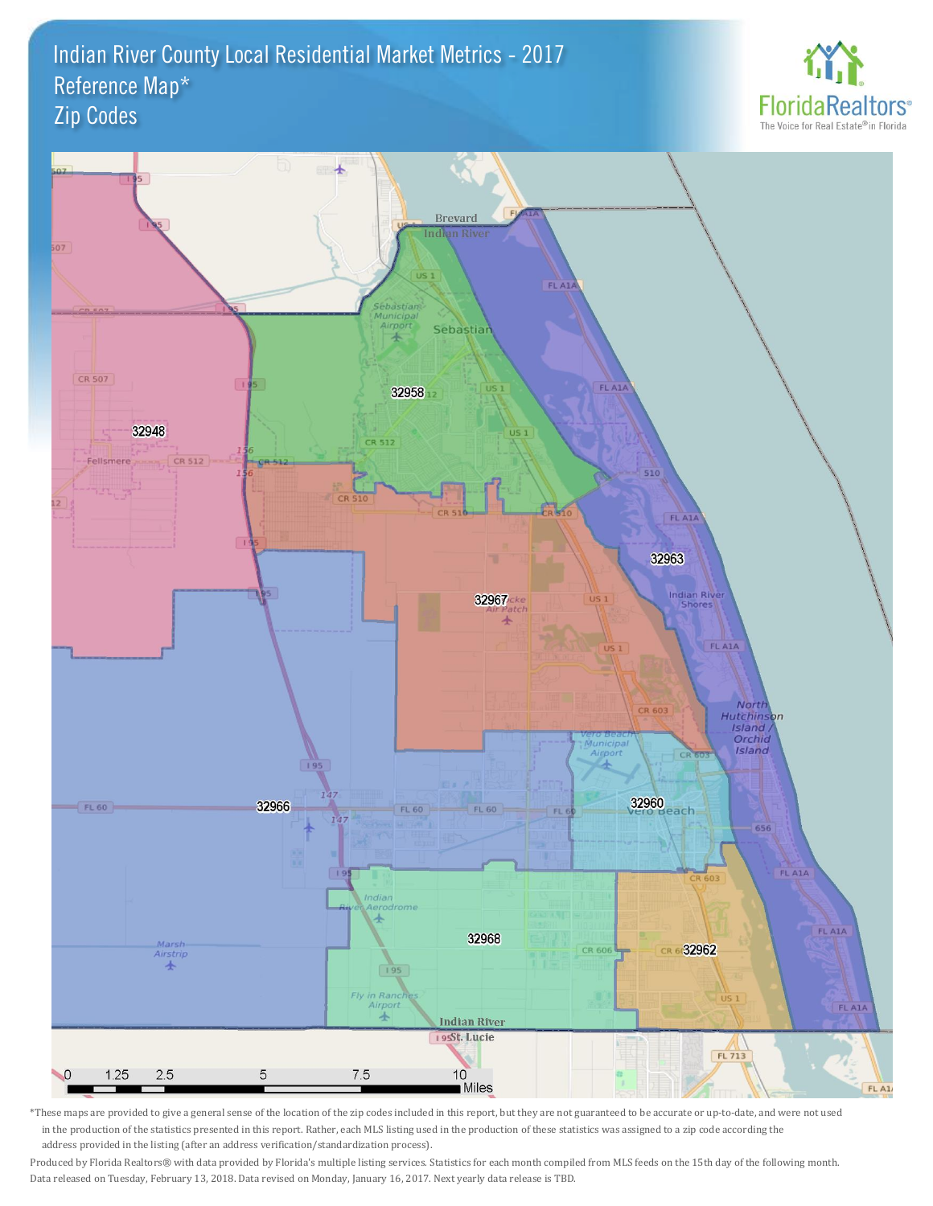# Indian River County Local Residential Market Metrics - 2017

## Reference Map*

## Zip Codes

FloridaRealtors®
The Voice for Real Estate® in Florida

32948

32958

32967

32963

32966

32960

32968

32962

0 1.25 2.5 5 7.5 10
Miles

*These maps are provided to give a general sense of the location of the zip codes included in this report, but they are not guaranteed to be accurate or up-to-date, and were not used in the production of the statistics presented in this report. Rather, each MLS listing used in the production of these statistics was assigned to a zip code according the address provided in the listing (after an address verification/standardization process).

Produced by Florida Realtors® with data provided by Florida's multiple listing services. Statistics for each month compiled from MLS feeds on the 15th day of the following month. Data released on Tuesday, February 13, 2018. Data revised on Monday, January 16, 2017. Next yearly data release is TBD.